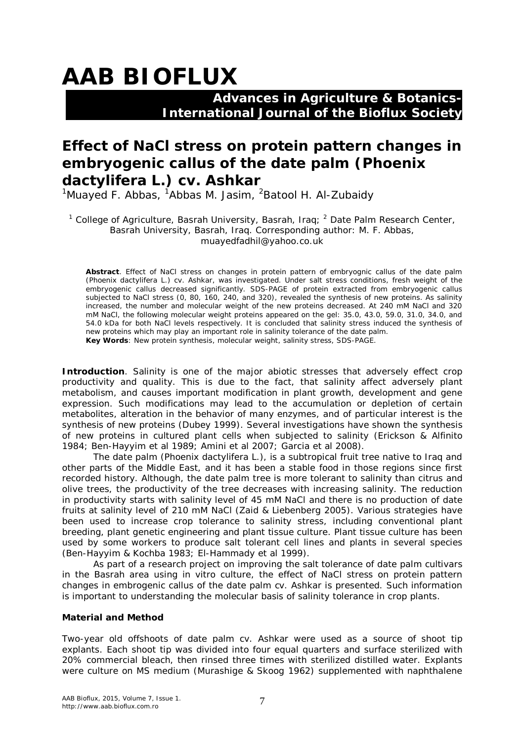# AAB BIOFLUX

**Advances in Agriculture & Botanics-International Journal of the Bioflux Society**

## Effect of NaCl stress on protein pattern changes in embryogenic callus of the date palm (*Phoenix dactylifera* L.) cv. Ashkar

[1]Muayed F. Abbas, [1]Abbas M. Jasim, [2]Batool H. Al-Zubaidy

[1] College of Agriculture, Basrah University, Basrah, Iraq; [2] Date Palm Research Center, Basrah University, Basrah, Iraq. Corresponding author: M. F. Abbas, muayedfadhil@yahoo.co.uk

**Abstract**. Effect of NaCl stress on changes in protein pattern of embryognic callus of the date palm (*Phoenix dactylifera* L.) cv. Ashkar, was investigated. Under salt stress conditions, fresh weight of the embryogenic callus decreased significantly. SDS-PAGE of protein extracted from embryogenic callus subjected to NaCl stress (0, 80, 160, 240, and 320), revealed the synthesis of new proteins. As salinity increased, the number and molecular weight of the new proteins decreased. At 240 mM NaCl and 320 mM NaCl, the following molecular weight proteins appeared on the gel: 35.0, 43.0, 59.0, 31.0, 34.0, and 54.0 kDa for both NaCl levels respectively. It is concluded that salinity stress induced the synthesis of new proteins which may play an important role in salinity tolerance of the date palm.

**Key Words**: New protein synthesis, molecular weight, salinity stress, SDS-PAGE.

**Introduction**. Salinity is one of the major abiotic stresses that adversely effect crop productivity and quality. This is due to the fact, that salinity affect adversely plant metabolism, and causes important modification in plant growth, development and gene expression. Such modifications may lead to the accumulation or depletion of certain metabolites, alteration in the behavior of many enzymes, and of particular interest is the synthesis of new proteins (Dubey 1999). Several investigations have shown the synthesis of new proteins in cultured plant cells when subjected to salinity (Erickson & Alfinito 1984; Ben-Hayyim et al 1989; Amini et al 2007; Garcia et al 2008).

The date palm (*Phoenix dactylifera* L.), is a subtropical fruit tree native to Iraq and other parts of the Middle East, and it has been a stable food in those regions since first recorded history. Although, the date palm tree is more tolerant to salinity than citrus and olive trees, the productivity of the tree decreases with increasing salinity. The reduction in productivity starts with salinity level of 45 mM NaCl and there is no production of date fruits at salinity level of 210 mM NaCl (Zaid & Liebenberg 2005). Various strategies have been used to increase crop tolerance to salinity stress, including conventional plant breeding, plant genetic engineering and plant tissue culture. Plant tissue culture has been used by some workers to produce salt tolerant cell lines and plants in several species (Ben-Hayyim & Kochba 1983; El-Hammady et al 1999).

As part of a research project on improving the salt tolerance of date palm cultivars in the Basrah area using in vitro culture, the effect of NaCl stress on protein pattern changes in embrogenic callus of the date palm cv. Ashkar is presented. Such information is important to understanding the molecular basis of salinity tolerance in crop plants.

**Material and Method**

Two-year old offshoots of date palm cv. Ashkar were used as a source of shoot tip explants. Each shoot tip was divided into four equal quarters and surface sterilized with 20% commercial bleach, then rinsed three times with sterilized distilled water. Explants were culture on MS medium (Murashige & Skoog 1962) supplemented with naphthalene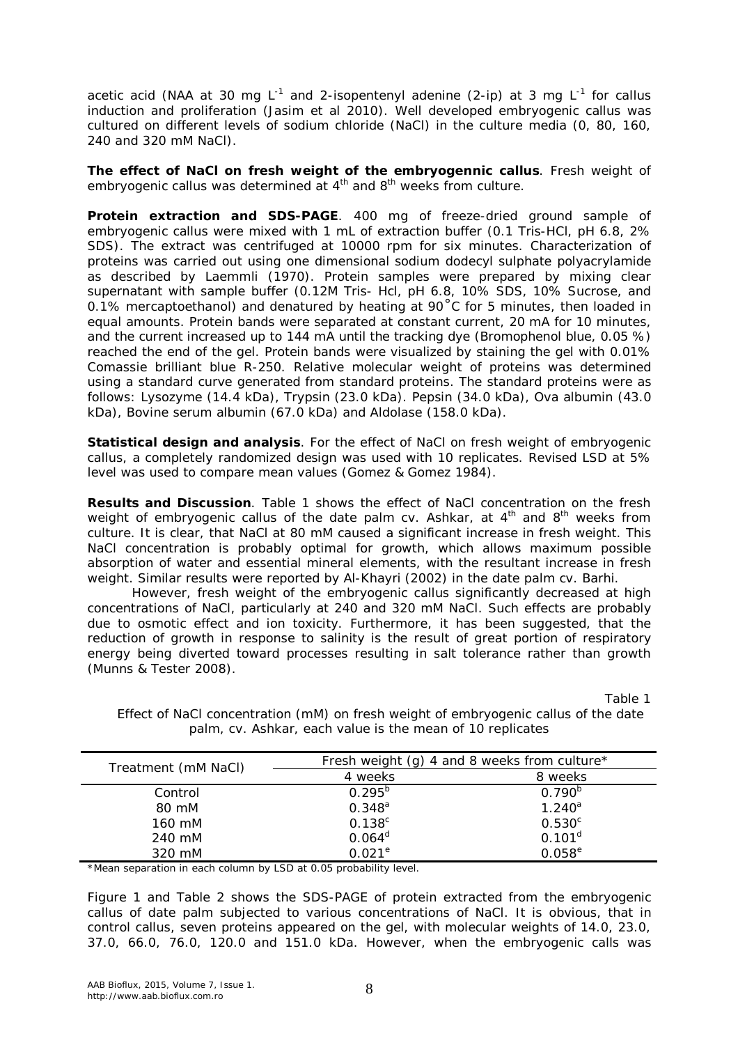acetic acid (NAA at 30 mg $L^{-1}$ and 2-isopentenyl adenine (2-ip) at 3 mg $L^{-1}$ for callus induction and proliferation (Jasim et al 2010). Well developed embryogenic callus was cultured on different levels of sodium chloride (NaCl) in the culture media (0, 80, 160, 240 and 320 mM NaCl).

**The effect of NaCl on fresh weight of the embryogennic callus**. Fresh weight of embryogenic callus was determined at $4^{th}$ and $8^{th}$ weeks from culture.

**Protein extraction and SDS-PAGE**. 400 mg of freeze-dried ground sample of embryogenic callus were mixed with 1 mL of extraction buffer (0.1 Tris-HCl, pH 6.8, 2% SDS). The extract was centrifuged at 10000 rpm for six minutes. Characterization of proteins was carried out using one dimensional sodium dodecyl sulphate polyacrylamide as described by Laemmli (1970). Protein samples were prepared by mixing clear supernatant with sample buffer (0.12M Tris- Hcl, pH 6.8, 10% SDS, 10% Sucrose, and 0.1% mercaptoethanol) and denatured by heating at 90˚C for 5 minutes, then loaded in equal amounts. Protein bands were separated at constant current, 20 mA for 10 minutes, and the current increased up to 144 mA until the tracking dye (Bromophenol blue, 0.05 %) reached the end of the gel. Protein bands were visualized by staining the gel with 0.01% Comassie brilliant blue R-250. Relative molecular weight of proteins was determined using a standard curve generated from standard proteins. The standard proteins were as follows: Lysozyme (14.4 kDa), Trypsin (23.0 kDa). Pepsin (34.0 kDa), Ova albumin (43.0 kDa), Bovine serum albumin (67.0 kDa) and Aldolase (158.0 kDa).

**Statistical design and analysis**. For the effect of NaCl on fresh weight of embryogenic callus, a completely randomized design was used with 10 replicates. Revised LSD at 5% level was used to compare mean values (Gomez & Gomez 1984).

**Results and Discussion**. Table 1 shows the effect of NaCl concentration on the fresh weight of embryogenic callus of the date palm cv. Ashkar, at $4^{th}$ and $8^{th}$ weeks from culture. It is clear, that NaCl at 80 mM caused a significant increase in fresh weight. This NaCl concentration is probably optimal for growth, which allows maximum possible absorption of water and essential mineral elements, with the resultant increase in fresh weight. Similar results were reported by Al-Khayri (2002) in the date palm cv. Barhi.

However, fresh weight of the embryogenic callus significantly decreased at high concentrations of NaCl, particularly at 240 and 320 mM NaCl. Such effects are probably due to osmotic effect and ion toxicity. Furthermore, it has been suggested, that the reduction of growth in response to salinity is the result of great portion of respiratory energy being diverted toward processes resulting in salt tolerance rather than growth (Munns & Tester 2008).

Table 1

Effect of NaCl concentration (mM) on fresh weight of embryogenic callus of the date palm, cv. Ashkar, each value is the mean of 10 replicates

| Treatment (mM NaCl) | Fresh weight (g) 4 and 8 weeks from culture* | |
|---|---|---|
| | 4 weeks | 8 weeks |
| Control | $0.295^{b}$ | $0.790^{b}$ |
| 80 mM | $0.348^{a}$ | $1.240^{a}$ |
| 160 mM | $0.138^{c}$ | $0.530^{c}$ |
| 240 mM | $0.064^{d}$ | $0.101^{d}$ |
| 320 mM | $0.021^{e}$ | $0.058^{e}$ |

*Mean separation in each column by LSD at 0.05 probability level.

Figure 1 and Table 2 shows the SDS-PAGE of protein extracted from the embryogenic callus of date palm subjected to various concentrations of NaCl. It is obvious, that in control callus, seven proteins appeared on the gel, with molecular weights of 14.0, 23.0, 37.0, 66.0, 76.0, 120.0 and 151.0 kDa. However, when the embryogenic calls was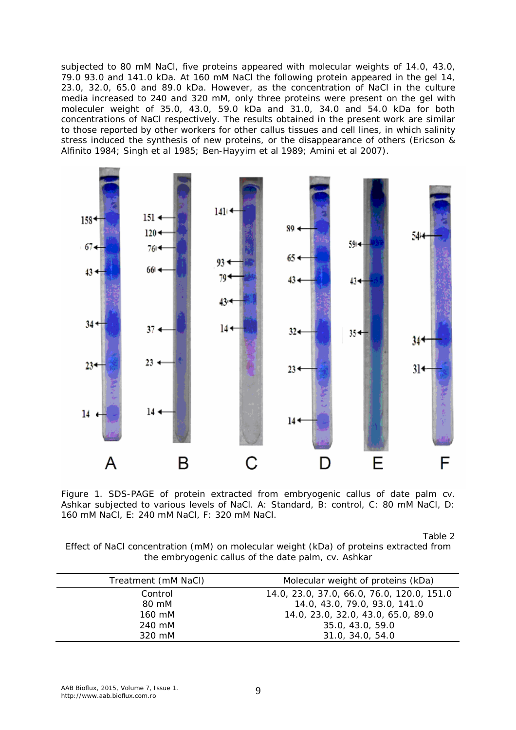subjected to 80 mM NaCl, five proteins appeared with molecular weights of 14.0, 43.0, 79.0 93.0 and 141.0 kDa. At 160 mM NaCl the following protein appeared in the gel 14, 23.0, 32.0, 65.0 and 89.0 kDa. However, as the concentration of NaCl in the culture media increased to 240 and 320 mM, only three proteins were present on the gel with moleculer weight of 35.0, 43.0, 59.0 kDa and 31.0, 34.0 and 54.0 kDa for both concentrations of NaCl respectively. The results obtained in the present work are similar to those reported by other workers for other callus tissues and cell lines, in which salinity stress induced the synthesis of new proteins, or the disappearance of others (Ericson & Alfinito 1984; Singh et al 1985; Ben-Hayyim et al 1989; Amini et al 2007).

Figure 1. SDS-PAGE of protein extracted from embryogenic callus of date palm cv. Ashkar subjected to various levels of NaCl. A: Standard, B: control, C: 80 mM NaCl, D: 160 mM NaCl, E: 240 mM NaCl, F: 320 mM NaCl.

Table 2

Effect of NaCl concentration (mM) on molecular weight (kDa) of proteins extracted from the embryogenic callus of the date palm, cv. Ashkar

| Treatment (mM NaCl) | Molecular weight of proteins (kDa) |
|---|---|
| Control | 14.0, 23.0, 37.0, 66.0, 76.0, 120.0, 151.0 |
| 80 mM | 14.0, 43.0, 79.0, 93.0, 141.0 |
| 160 mM | 14.0, 23.0, 32.0, 43.0, 65.0, 89.0 |
| 240 mM | 35.0, 43.0, 59.0 |
| 320 mM | 31.0, 34.0, 54.0 |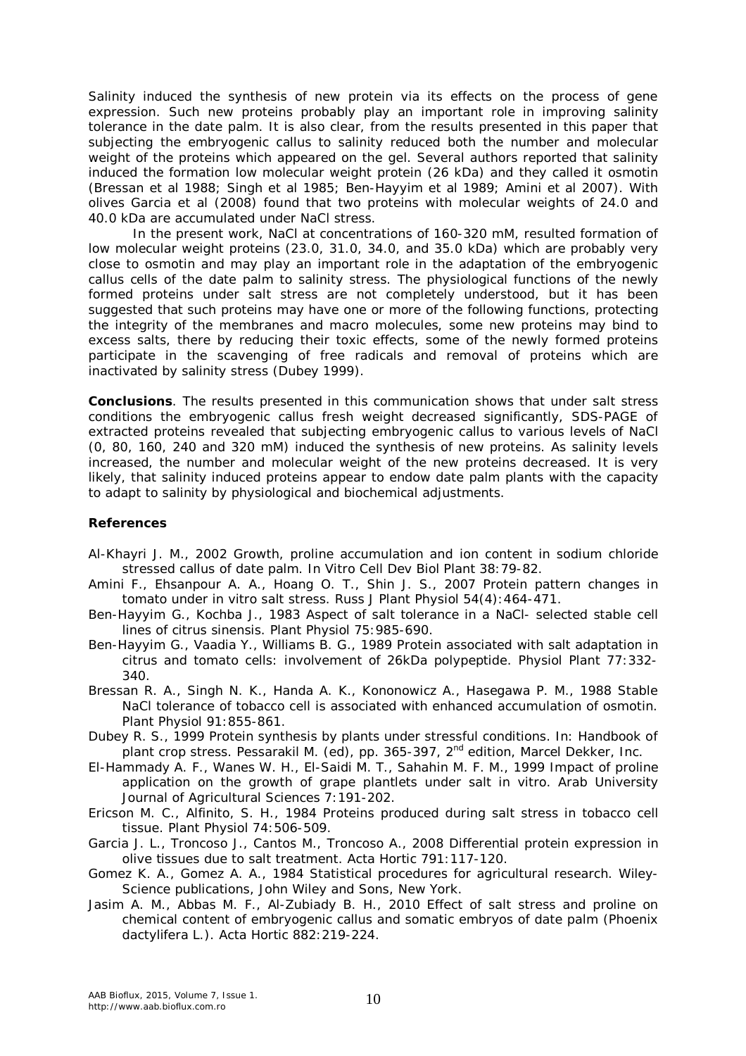Salinity induced the synthesis of new protein via its effects on the process of gene expression. Such new proteins probably play an important role in improving salinity tolerance in the date palm. It is also clear, from the results presented in this paper that subjecting the embryogenic callus to salinity reduced both the number and molecular weight of the proteins which appeared on the gel. Several authors reported that salinity induced the formation low molecular weight protein (26 kDa) and they called it osmotin (Bressan et al 1988; Singh et al 1985; Ben-Hayyim et al 1989; Amini et al 2007). With olives Garcia et al (2008) found that two proteins with molecular weights of 24.0 and 40.0 kDa are accumulated under NaCl stress.

In the present work, NaCl at concentrations of 160-320 mM, resulted formation of low molecular weight proteins (23.0, 31.0, 34.0, and 35.0 kDa) which are probably very close to osmotin and may play an important role in the adaptation of the embryogenic callus cells of the date palm to salinity stress. The physiological functions of the newly formed proteins under salt stress are not completely understood, but it has been suggested that such proteins may have one or more of the following functions, protecting the integrity of the membranes and macro molecules, some new proteins may bind to excess salts, there by reducing their toxic effects, some of the newly formed proteins participate in the scavenging of free radicals and removal of proteins which are inactivated by salinity stress (Dubey 1999).

**Conclusions**. The results presented in this communication shows that under salt stress conditions the embryogenic callus fresh weight decreased significantly, SDS-PAGE of extracted proteins revealed that subjecting embryogenic callus to various levels of NaCl (0, 80, 160, 240 and 320 mM) induced the synthesis of new proteins. As salinity levels increased, the number and molecular weight of the new proteins decreased. It is very likely, that salinity induced proteins appear to endow date palm plants with the capacity to adapt to salinity by physiological and biochemical adjustments.

**References**

Al-Khayri J. M., 2002 Growth, proline accumulation and ion content in sodium chloride stressed callus of date palm. In Vitro Cell Dev Biol Plant 38:79-82.

Amini F., Ehsanpour A. A., Hoang O. T., Shin J. S., 2007 Protein pattern changes in tomato under in vitro salt stress. Russ J Plant Physiol 54(4):464-471.

Ben-Hayyim G., Kochba J., 1983 Aspect of salt tolerance in a NaCl- selected stable cell lines of citrus sinensis. Plant Physiol 75:985-690.

Ben-Hayyim G., Vaadia Y., Williams B. G., 1989 Protein associated with salt adaptation in citrus and tomato cells: involvement of 26kDa polypeptide. Physiol Plant 77:332-340.

Bressan R. A., Singh N. K., Handa A. K., Kononowicz A., Hasegawa P. M., 1988 Stable NaCl tolerance of tobacco cell is associated with enhanced accumulation of osmotin. Plant Physiol 91:855-861.

Dubey R. S., 1999 Protein synthesis by plants under stressful conditions. In: Handbook of plant crop stress. Pessarakil M. (ed), pp. 365-397, 2nd edition, Marcel Dekker, Inc.

El-Hammady A. F., Wanes W. H., El-Saidi M. T., Sahahin M. F. M., 1999 Impact of proline application on the growth of grape plantlets under salt in vitro. Arab University Journal of Agricultural Sciences 7:191-202.

Ericson M. C., Alfinito, S. H., 1984 Proteins produced during salt stress in tobacco cell tissue. Plant Physiol 74:506-509.

Garcia J. L., Troncoso J., Cantos M., Troncoso A., 2008 Differential protein expression in olive tissues due to salt treatment. Acta Hortic 791:117-120.

Gomez K. A., Gomez A. A., 1984 Statistical procedures for agricultural research. Wiley-Science publications, John Wiley and Sons, New York.

Jasim A. M., Abbas M. F., Al-Zubiady B. H., 2010 Effect of salt stress and proline on chemical content of embryogenic callus and somatic embryos of date palm (Phoenix dactylifera L.). Acta Hortic 882:219-224.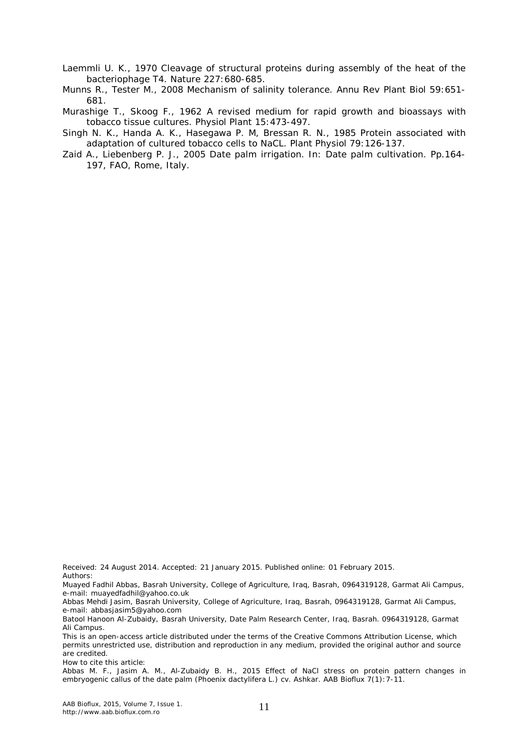Laemmli U. K., 1970 Cleavage of structural proteins during assembly of the heat of the bacteriophage T4. Nature 227:680-685.

Munns R., Tester M., 2008 Mechanism of salinity tolerance. Annu Rev Plant Biol 59:651-681.

Murashige T., Skoog F., 1962 A revised medium for rapid growth and bioassays with tobacco tissue cultures. Physiol Plant 15:473-497.

Singh N. K., Handa A. K., Hasegawa P. M, Bressan R. N., 1985 Protein associated with adaptation of cultured tobacco cells to NaCL. Plant Physiol 79:126-137.

Zaid A., Liebenberg P. J., 2005 Date palm irrigation. In: Date palm cultivation. Pp.164-197, FAO, Rome, Italy.

Received: 24 August 2014. Accepted: 21 January 2015. Published online: 01 February 2015.

Authors:

Muayed Fadhil Abbas, Basrah University, College of Agriculture, Iraq, Basrah, 0964319128, Garmat Ali Campus, e-mail: muayedfadhil@yahoo.co.uk

Abbas Mehdi Jasim, Basrah University, College of Agriculture, Iraq, Basrah, 0964319128, Garmat Ali Campus, e-mail: abbasjasim5@yahoo.com

Batool Hanoon Al-Zubaidy, Basrah University, Date Palm Research Center, Iraq, Basrah. 0964319128, Garmat Ali Campus.

This is an open-access article distributed under the terms of the Creative Commons Attribution License, which permits unrestricted use, distribution and reproduction in any medium, provided the original author and source are credited.

How to cite this article:

Abbas M. F., Jasim A. M., Al-Zubaidy B. H., 2015 Effect of NaCl stress on protein pattern changes in embryogenic callus of the date palm (*Phoenix dactylifera* L.) cv. Ashkar. AAB Bioflux 7(1):7-11.